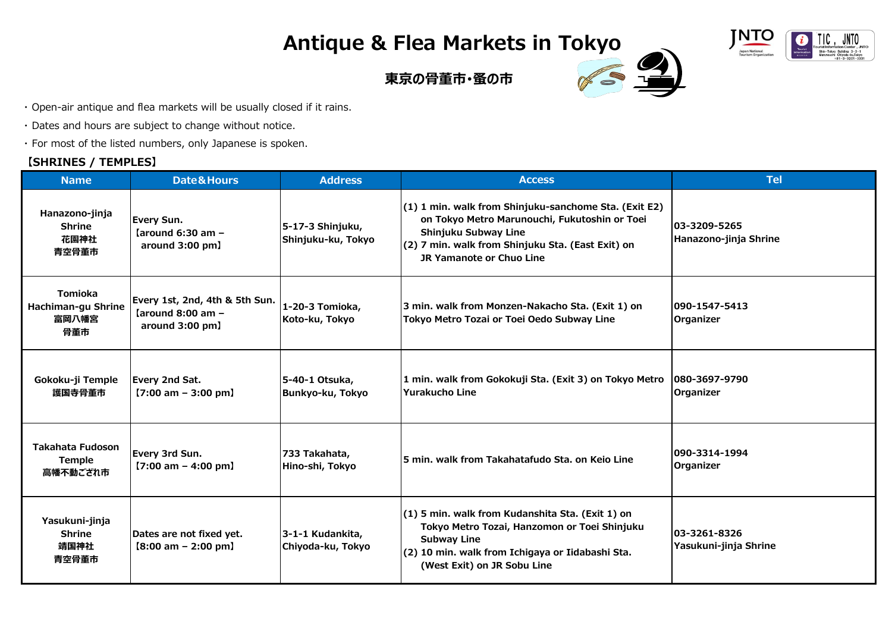# Antique & Flea Markets in Tokyo

## 東京の骨董市・蚤の市

・Open-air antique and flea markets will be usually closed if it rains.

・Dates and hours are subject to change without notice.

・For most of the listed numbers, only Japanese is spoken.

### 【SHRINES / TEMPLES】

| Name | Date&Hours | Address | Access | Tel |
|---|---|---|---|---|
| Hanazono-jinja Shrine 花園神社 青空骨董市 | Every Sun. 【around 6:30 am – around 3:00 pm】 | 5-17-3 Shinjuku, Shinjuku-ku, Tokyo | (1) 1 min. walk from Shinjuku-sanchome Sta. (Exit E2) on Tokyo Metro Marunouchi, Fukutoshin or Toei Shinjuku Subway Line (2) 7 min. walk from Shinjuku Sta. (East Exit) on JR Yamanote or Chuo Line | 03-3209-5265 Hanazono-jinja Shrine |
| Tomioka Hachiman-gu Shrine 富岡八幡宮 骨董市 | Every 1st, 2nd, 4th & 5th Sun. 【around 8:00 am – around 3:00 pm】 | 1-20-3 Tomioka, Koto-ku, Tokyo | 3 min. walk from Monzen-Nakacho Sta. (Exit 1) on Tokyo Metro Tozai or Toei Oedo Subway Line | 090-1547-5413 Organizer |
| Gokoku-ji Temple 護国寺骨董市 | Every 2nd Sat. 【7:00 am – 3:00 pm】 | 5-40-1 Otsuka, Bunkyo-ku, Tokyo | 1 min. walk from Gokokuji Sta. (Exit 3) on Tokyo Metro Yurakucho Line | 080-3697-9790 Organizer |
| Takahata Fudoson Temple 高幡不動ござれ市 | Every 3rd Sun. 【7:00 am – 4:00 pm】 | 733 Takahata, Hino-shi, Tokyo | 5 min. walk from Takahatafudo Sta. on Keio Line | 090-3314-1994 Organizer |
| Yasukuni-jinja Shrine 靖国神社 青空骨董市 | Dates are not fixed yet. 【8:00 am – 2:00 pm】 | 3-1-1 Kudankita, Chiyoda-ku, Tokyo | (1) 5 min. walk from Kudanshita Sta. (Exit 1) on Tokyo Metro Tozai, Hanzomon or Toei Shinjuku Subway Line (2) 10 min. walk from Ichigaya or Iidabashi Sta. (West Exit) on JR Sobu Line | 03-3261-8326 Yasukuni-jinja Shrine |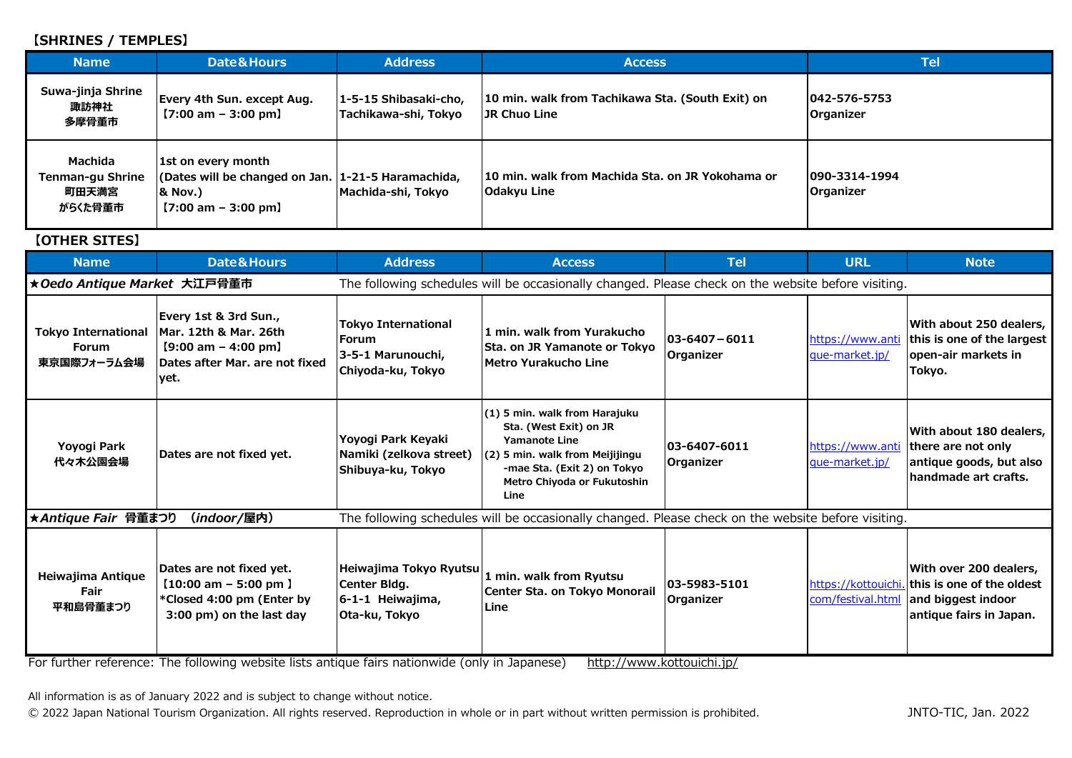## 【SHRINES / TEMPLES】

| Name | Date&Hours | Address | Access | Tel |
|---|---|---|---|---|
| Suwa-jinja Shrine 諏訪神社 多摩骨董市 | Every 4th Sun. except Aug. 【7:00 am – 3:00 pm】 | 1-5-15 Shibasaki-cho, Tachikawa-shi, Tokyo | 10 min. walk from Tachikawa Sta. (South Exit) on JR Chuo Line | 042-576-5753 Organizer |
| Machida Tenman-gu Shrine 町田天満宮 がらくた骨董市 | 1st on every month (Dates will be changed on Jan. & Nov.) 【7:00 am – 3:00 pm】 | 1-21-5 Haramachida, Machida-shi, Tokyo | 10 min. walk from Machida Sta. on JR Yokohama or Odakyu Line | 090-3314-1994 Organizer |

## 【OTHER SITES】

| Name | Date&Hours | Address | Access | Tel | URL | Note |
|---|---|---|---|---|---|---|
| ★*Oedo Antique Market* 大江戸骨董市 | | The following schedules will be occasionally changed. Please check on the website before visiting. | | | | |
| Tokyo International Forum 東京国際フォーラム会場 | Every 1st & 3rd Sun., Mar. 12th & Mar. 26th 【9:00 am – 4:00 pm】 Dates after Mar. are not fixed yet. | Tokyo International Forum 3-5-1 Marunouchi, Chiyoda-ku, Tokyo | 1 min. walk from Yurakucho Sta. on JR Yamanote or Tokyo Metro Yurakucho Line | 03-6407－6011 Organizer | https://www.antique-market.jp/ | With about 250 dealers, this is one of the largest open-air markets in Tokyo. |
| Yoyogi Park 代々木公園会場 | Dates are not fixed yet. | Yoyogi Park Keyaki Namiki (zelkova street) Shibuya-ku, Tokyo | (1) 5 min. walk from Harajuku Sta. (West Exit) on JR Yamanote Line (2) 5 min. walk from Meijijingu-mae Sta. (Exit 2) on Tokyo Metro Chiyoda or Fukutoshin Line | 03-6407-6011 Organizer | https://www.antique-market.jp/ | With about 180 dealers, there are not only antique goods, but also handmade art crafts. |
| ★*Antique Fair* 骨董まつり (*indoor*/屋内) | | The following schedules will be occasionally changed. Please check on the website before visiting. | | | | |
| Heiwajima Antique Fair 平和島骨董まつり | Dates are not fixed yet. 【10:00 am – 5:00 pm 】 *Closed 4:00 pm (Enter by 3:00 pm) on the last day | Heiwajima Tokyo Ryutsu Center Bldg. 6-1-1 Heiwajima, Ota-ku, Tokyo | 1 min. walk from Ryutsu Center Sta. on Tokyo Monorail Line | 03-5983-5101 Organizer | https://kottouichi.com/festival.html | With over 200 dealers, this is one of the oldest and biggest indoor antique fairs in Japan. |

For further reference: The following website lists antique fairs nationwide (only in Japanese) http://www.kottouichi.jp/

All information is as of January 2022 and is subject to change without notice.

© 2022 Japan National Tourism Organization. All rights reserved. Reproduction in whole or in part without written permission is prohibited.

JNTO-TIC, Jan. 2022